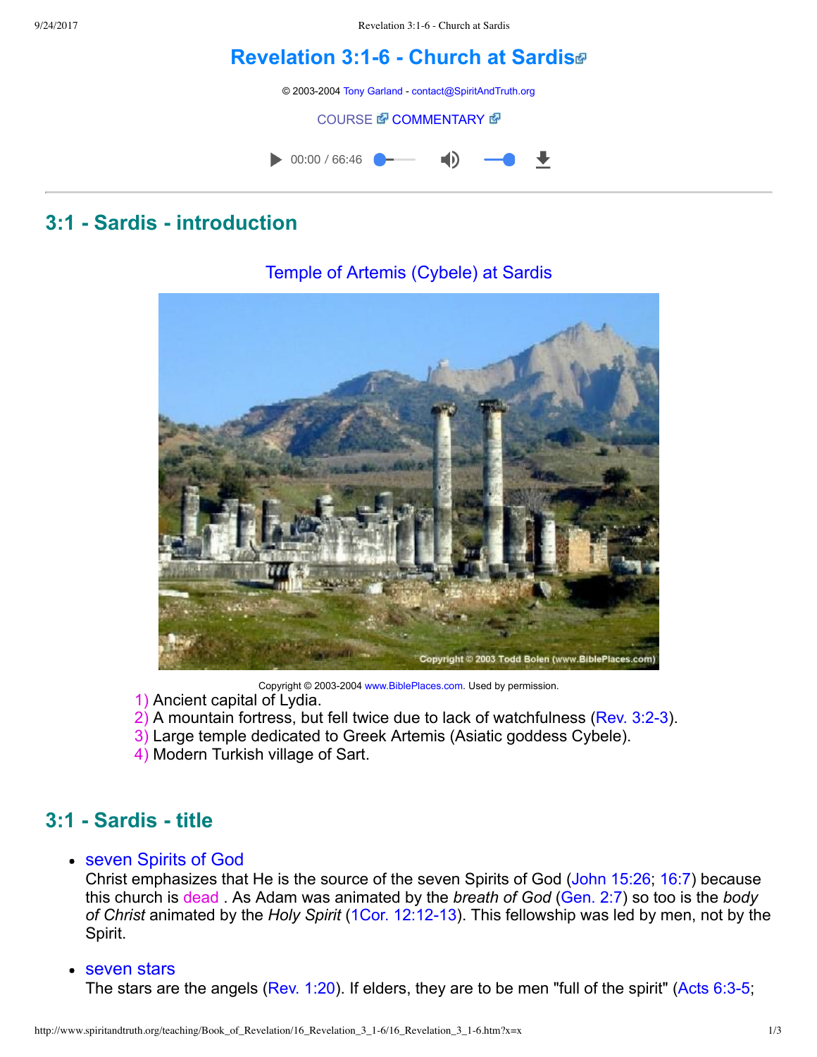# Revelation 3:1-6 - Church at Sardis

© 2003-2004 Tony Garland - contact@SpiritAndTruth.org

COURSE COMMENTARY

00:00 / 66:46

## 3:1 - Sardis - introduction

Temple of Artemis (Cybele) at Sardis

Copyright © 2003-2004 www.BiblePlaces.com. Used by permission.

1) Ancient capital of Lydia.
2) A mountain fortress, but fell twice due to lack of watchfulness (Rev. 3:2-3).
3) Large temple dedicated to Greek Artemis (Asiatic goddess Cybele).
4) Modern Turkish village of Sart.

## 3:1 - Sardis - title

- seven Spirits of God
  Christ emphasizes that He is the source of the seven Spirits of God (John 15:26; 16:7) because this church is dead . As Adam was animated by the *breath of God* (Gen. 2:7) so too is the *body of Christ* animated by the *Holy Spirit* (1Cor. 12:12-13). This fellowship was led by men, not by the Spirit.
- seven stars
  The stars are the angels (Rev. 1:20). If elders, they are to be men "full of the spirit" (Acts 6:3-5;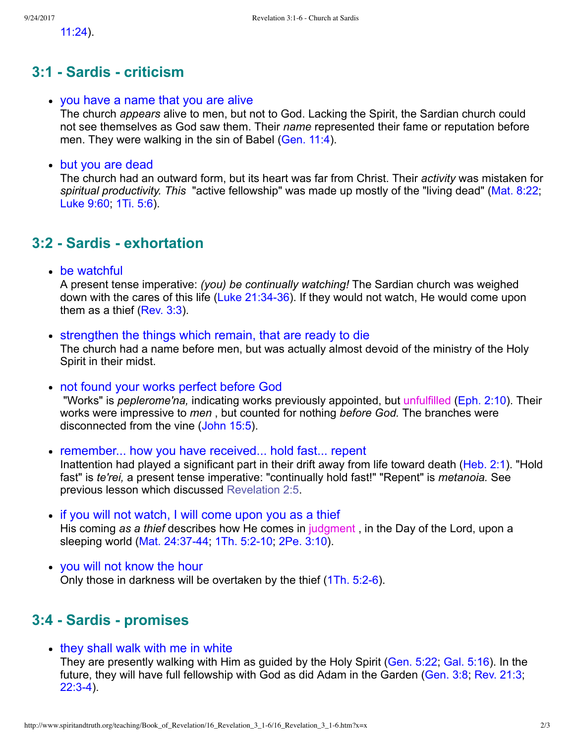11:24).

## 3:1 - Sardis - criticism

- you have a name that you are alive
  The church *appears* alive to men, but not to God. Lacking the Spirit, the Sardian church could not see themselves as God saw them. Their *name* represented their fame or reputation before men. They were walking in the sin of Babel (Gen. 11:4).

- but you are dead
  The church had an outward form, but its heart was far from Christ. Their *activity* was mistaken for *spiritual productivity. This* "active fellowship" was made up mostly of the "living dead" (Mat. 8:22; Luke 9:60; 1Ti. 5:6).

## 3:2 - Sardis - exhortation

- be watchful
  A present tense imperative: *(you) be continually watching!* The Sardian church was weighed down with the cares of this life (Luke 21:34-36). If they would not watch, He would come upon them as a thief (Rev. 3:3).

- strengthen the things which remain, that are ready to die
  The church had a name before men, but was actually almost devoid of the ministry of the Holy Spirit in their midst.

- not found your works perfect before God
  "Works" is *peplerome'na,* indicating works previously appointed, but unfulfilled (Eph. 2:10). Their works were impressive to *men* , but counted for nothing *before God.* The branches were disconnected from the vine (John 15:5).

- remember... how you have received... hold fast... repent
  Inattention had played a significant part in their drift away from life toward death (Heb. 2:1). "Hold fast" is *te'rei,* a present tense imperative: "continually hold fast!" "Repent" is *metanoia.* See previous lesson which discussed Revelation 2:5.

- if you will not watch, I will come upon you as a thief
  His coming *as a thief* describes how He comes in judgment , in the Day of the Lord, upon a sleeping world (Mat. 24:37-44; 1Th. 5:2-10; 2Pe. 3:10).

- you will not know the hour
  Only those in darkness will be overtaken by the thief (1Th. 5:2-6).

## 3:4 - Sardis - promises

- they shall walk with me in white
  They are presently walking with Him as guided by the Holy Spirit (Gen. 5:22; Gal. 5:16). In the future, they will have full fellowship with God as did Adam in the Garden (Gen. 3:8; Rev. 21:3; 22:3-4).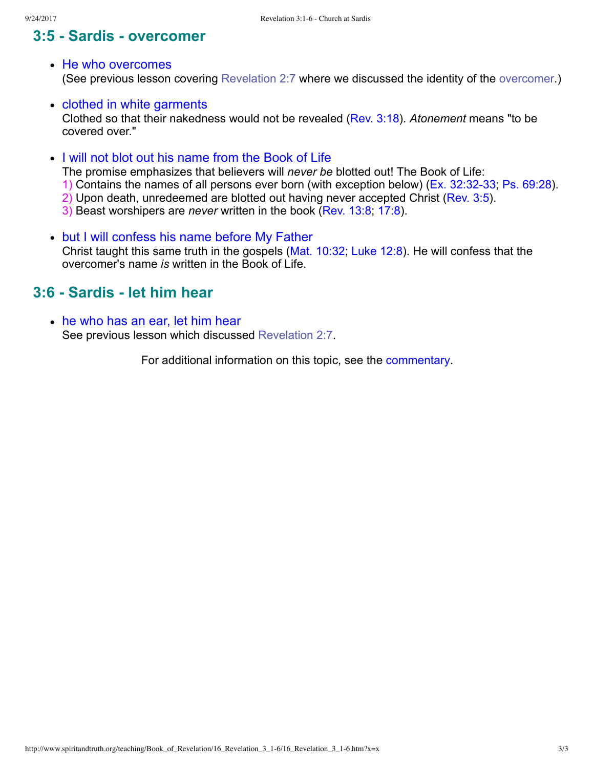## 3:5 - Sardis - overcomer

- He who overcomes
  (See previous lesson covering Revelation 2:7 where we discussed the identity of the overcomer.)

- clothed in white garments
  Clothed so that their nakedness would not be revealed (Rev. 3:18). *Atonement* means "to be covered over."

- I will not blot out his name from the Book of Life
  The promise emphasizes that believers will *never be* blotted out! The Book of Life:
  1) Contains the names of all persons ever born (with exception below) (Ex. 32:32-33; Ps. 69:28).
  2) Upon death, unredeemed are blotted out having never accepted Christ (Rev. 3:5).
  3) Beast worshipers are *never* written in the book (Rev. 13:8; 17:8).

- but I will confess his name before My Father
  Christ taught this same truth in the gospels (Mat. 10:32; Luke 12:8). He will confess that the overcomer's name *is* written in the Book of Life.

## 3:6 - Sardis - let him hear

- he who has an ear, let him hear
  See previous lesson which discussed Revelation 2:7.

For additional information on this topic, see the commentary.